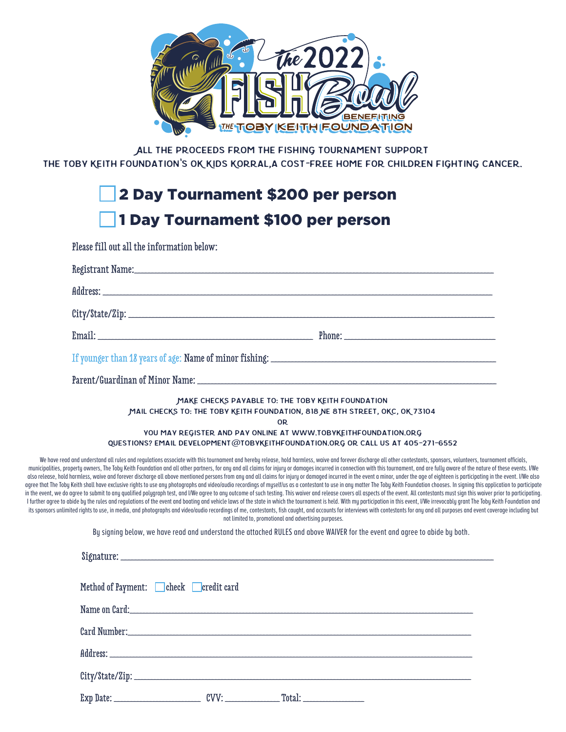# The 2022 FishBowl

Benefiting The Toby Keith Foundation

ALL THE PROCEEDS FROM THE FISHING TOURNAMENT SUPPORT
THE TOBY KEITH FOUNDATION'S OK KIDS KORRAL,A COST-FREE HOME FOR CHILDREN FIGHTING CANCER.

☐ **2 Day Tournament $200 per person**

☐ **1 Day Tournament $100 per person**

Please fill out all the information below:

Registrant Name:_______________________________________________

Address: _______________________________________________

City/State/Zip: _______________________________________________

Email: ____________________________ Phone: ____________________

If younger than 18 years of age: Name of minor fishing: ____________________________

Parent/Guardinan of Minor Name: _______________________________________________

MAKE CHECKS PAYABLE TO: THE TOBY KEITH FOUNDATION
MAIL CHECKS TO: THE TOBY KEITH FOUNDATION, 818 NE 8TH STREET, OKC, OK 73104
OR
YOU MAY REGISTER AND PAY ONLINE AT WWW.TOBYKEITHFOUNDATION.ORG
QUESTIONS? EMAIL DEVELOPMENT@TOBYKEITHFOUNDATION.ORG OR CALL US AT 405-271-6552

We have read and understand all rules and regulations associate with this tournament and hereby release, hold harmless, waive and forever discharge all other contestants, sponsors, volunteers, tournament officials, municipalities, property owners, The Toby Keith Foundation and all other partners, for any and all claims for injury or damages incurred in connection with this tournament, and are fully aware of the nature of these events. I/We also release, hold harmless, waive and forever discharge all above mentioned persons from any and all claims for injury or damaged incurred in the event a minor, under the age of eighteen is participating in the event. I/We also agree that The Toby Keith shall have exclusive rights to use any photographs and video/audio recordings of myself/us as a contestant to use in any matter The Toby Keith Foundation chooses. In signing this application to participate in the event, we do agree to submit to any qualified polygraph test, and I/We agree to any outcome of such testing. This waiver and release covers all aspects of the event. All contestants must sign this waiver prior to participating. I further agree to abide by the rules and regulations of the event and boating and vehicle laws of the state in which the tournament is held. With my participation in this event, I/We irrevocably grant The Toby Keith Foundation and its sponsors unlimited rights to use, in media, and photographs and video/audio recordings of me, contestants, fish caught, and accounts for interviews with contestants for any and all purposes and event coverage including but not limited to, promotional and advertising purposes.

By signing below, we have read and understand the attached RULES and above WAIVER for the event and agree to abide by both.

Signature: _______________________________________________

Method of Payment: ☐ check ☐ credit card

Name on Card:_______________________________________________

Card Number:_______________________________________________

Address: _______________________________________________

City/State/Zip: _______________________________________________

Exp Date: ________________ CVV: ____________ Total: ____________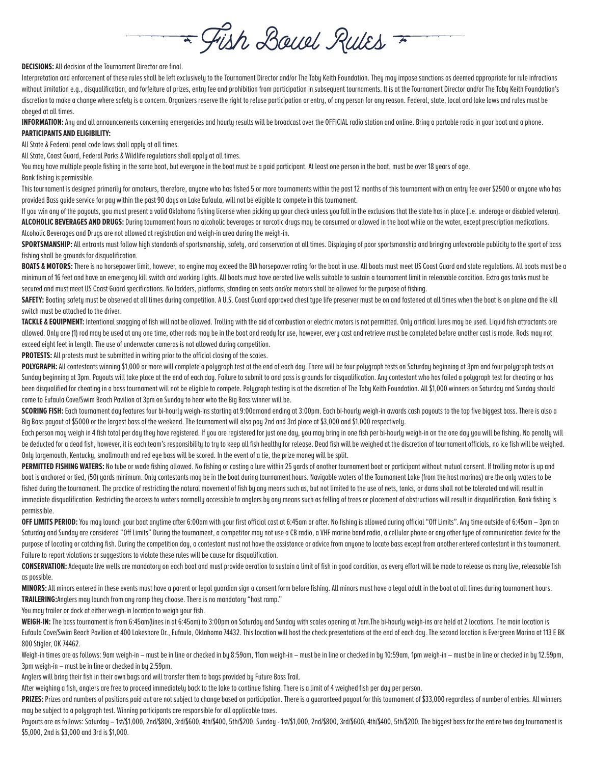# Fish Bowl Rules

**DECISIONS:** All decision of the Tournament Director are final.

Interpretation and enforcement of these rules shall be left exclusively to the Tournament Director and/or The Toby Keith Foundation. They may impose sanctions as deemed appropriate for rule infractions without limitation e.g., disqualification, and forfeiture of prizes, entry fee and prohibition from participation in subsequent tournaments. It is at the Tournament Director and/or The Toby Keith Foundation's discretion to make a change where safety is a concern. Organizers reserve the right to refuse participation or entry, of any person for any reason. Federal, state, local and lake laws and rules must be obeyed at all times.

**INFORMATION:** Any and all announcements concerning emergencies and hourly results will be broadcast over the OFFICIAL radio station and online. Bring a portable radio in your boat and a phone.

**PARTICIPANTS AND ELIGIBILITY:**

All State & Federal penal code laws shall apply at all times.

All State, Coast Guard, Federal Parks & Wildlife regulations shall apply at all times.

You may have multiple people fishing in the same boat, but everyone in the boat must be a paid participant. At least one person in the boat, must be over 18 years of age.

Bank fishing is permissible.

This tournament is designed primarily for amateurs, therefore, anyone who has fished 5 or more tournaments within the past 12 months of this tournament with an entry fee over $2500 or anyone who has provided Bass guide service for pay within the past 90 days on Lake Eufaula, will not be eligible to compete in this tournament.

If you win any of the payouts, you must present a valid Oklahoma fishing license when picking up your check unless you fall in the exclusions that the state has in place (i.e. underage or disabled veteran).

**ALCOHOLIC BEVERAGES AND DRUGS:** During tournament hours no alcoholic beverages or narcotic drugs may be consumed or allowed in the boat while on the water, except prescription medications. Alcoholic Beverages and Drugs are not allowed at registration and weigh-in area during the weigh-in.

**SPORTSMANSHIP:** All entrants must follow high standards of sportsmanship, safety, and conservation at all times. Displaying of poor sportsmanship and bringing unfavorable publicity to the sport of bass fishing shall be grounds for disqualification.

**BOATS & MOTORS:** There is no horsepower limit, however, no engine may exceed the BIA horsepower rating for the boat in use. All boats must meet US Coast Guard and state regulations. All boats must be a minimum of 16 feet and have an emergency kill switch and working lights. All boats must have aerated live wells suitable to sustain a tournament limit in releasable condition. Extra gas tanks must be secured and must meet US Coast Guard specifications. No ladders, platforms, standing on seats and/or motors shall be allowed for the purpose of fishing.

**SAFETY:** Boating safety must be observed at all times during competition. A U.S. Coast Guard approved chest type life preserver must be on and fastened at all times when the boat is on plane and the kill switch must be attached to the driver.

**TACKLE & EQUIPMENT:** Intentional snagging of fish will not be allowed. Trolling with the aid of combustion or electric motors is not permitted. Only artificial lures may be used. Liquid fish attractants are allowed. Only one (1) rod may be used at any one time, other rods may be in the boat and ready for use, however, every cast and retrieve must be completed before another cast is made. Rods may not exceed eight feet in length. The use of underwater cameras is not allowed during competition.

**PROTESTS:** All protests must be submitted in writing prior to the official closing of the scales.

**POLYGRAPH:** All contestants winning $1,000 or more will complete a polygraph test at the end of each day. There will be four polygraph tests on Saturday beginning at 3pm and four polygraph tests on Sunday beginning at 3pm. Payouts will take place at the end of each day. Failure to submit to and pass is grounds for disqualification. Any contestant who has failed a polygraph test for cheating or has been disqualified for cheating in a bass tournament will not be eligible to compete. Polygraph testing is at the discretion of The Toby Keith Foundation. All $1,000 winners on Saturday and Sunday should come to Eufaula Cove/Swim Beach Pavilion at 3pm on Sunday to hear who the Big Bass winner will be.

**SCORING FISH:** Each tournament day features four bi-hourly weigh-ins starting at 9:00amand ending at 3:00pm. Each bi-hourly weigh-in awards cash payouts to the top five biggest bass. There is also a Big Bass payout of $5000 or the largest bass of the weekend. The tournament will also pay 2nd and 3rd place at $3,000 and $1,000 respectively.

Each person may weigh in 4 fish total per day they have registered. If you are registered for just one day, you may bring in one fish per bi-hourly weigh-in on the one day you will be fishing. No penalty will be deducted for a dead fish, however, it is each team's responsibility to try to keep all fish healthy for release. Dead fish will be weighed at the discretion of tournament officials, no ice fish will be weighed. Only largemouth, Kentucky, smallmouth and red eye bass will be scored. In the event of a tie, the prize money will be split.

**PERMITTED FISHING WATERS:** No tube or wade fishing allowed. No fishing or casting a lure within 25 yards of another tournament boat or participant without mutual consent. If trolling motor is up and boat is anchored or tied, (50) yards minimum. Only contestants may be in the boat during tournament hours. Navigable waters of the Tournament Lake (from the host marinas) are the only waters to be fished during the tournament. The practice of restricting the natural movement of fish by any means such as, but not limited to the use of nets, tanks, or dams shall not be tolerated and will result in immediate disqualification. Restricting the access to waters normally accessible to anglers by any means such as felling of trees or placement of obstructions will result in disqualification. Bank fishing is permissible.

**OFF LIMITS PERIOD:** You may launch your boat anytime after 6:00am with your first official cast at 6:45am or after. No fishing is allowed during official "Off Limits". Any time outside of 6:45am – 3pm on Saturday and Sunday are considered "Off Limits" During the tournament, a competitor may not use a CB radio, a VHF marine band radio, a cellular phone or any other type of communication device for the purpose of locating or catching fish. During the competition day, a contestant must not have the assistance or advice from anyone to locate bass except from another entered contestant in this tournament. Failure to report violations or suggestions to violate these rules will be cause for disqualification.

**CONSERVATION:** Adequate live wells are mandatory on each boat and must provide aeration to sustain a limit of fish in good condition, as every effort will be made to release as many live, releasable fish as possible.

**MINORS:** All minors entered in these events must have a parent or legal guardian sign a consent form before fishing. All minors must have a legal adult in the boat at all times during tournament hours.

**TRAILERING:** Anglers may launch from any ramp they choose. There is no mandatory "host ramp."

You may trailer or dock at either weigh-in location to weigh your fish.

**WEIGH-IN:** The bass tournament is from 6:45am(lines in at 6:45am) to 3:00pm on Saturday and Sunday with scales opening at 7am.The bi-hourly weigh-ins are held at 2 locations. The main location is Eufaula Cove/Swim Beach Pavilion at 400 Lakeshore Dr., Eufaula, Oklahoma 74432. This location will host the check presentations at the end of each day. The second location is Evergreen Marina at 113 E BK 800 Stigler, OK 74462.

Weigh-in times are as follows: 9am weigh-in – must be in line or checked in by 8:59am, 11am weigh-in – must be in line or checked in by 10:59am, 1pm weigh-in – must be in line or checked in by 12.59pm, 3pm weigh-in – must be in line or checked in by 2:59pm.

Anglers will bring their fish in their own bags and will transfer them to bags provided by Future Bass Trail.

After weighing a fish, anglers are free to proceed immediately back to the lake to continue fishing. There is a limit of 4 weighed fish per day per person.

**PRIZES:** Prizes and numbers of positions paid out are not subject to change based on participation. There is a guaranteed payout for this tournament of $33,000 regardless of number of entries. All winners may be subject to a polygraph test. Winning participants are responsible for all applicable taxes.

Payouts are as follows: Saturday – 1st/$1,000, 2nd/$800, 3rd/$600, 4th/$400, 5th/$200. Sunday - 1st/$1,000, 2nd/$800, 3rd/$600, 4th/$400, 5th/$200. The biggest bass for the entire two day tournament is $5,000, 2nd is $3,000 and 3rd is $1,000.